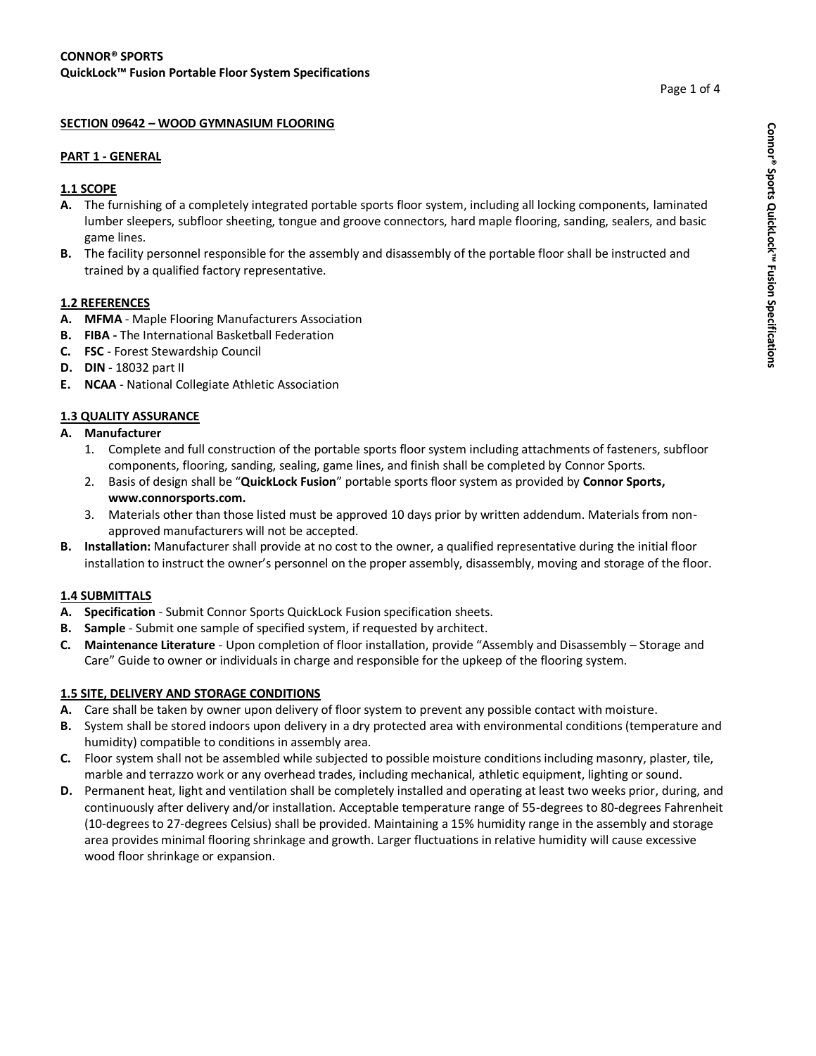# CONNOR® SPORTS
## QuickLock™ Fusion Portable Floor System Specifications

### SECTION 09642 – WOOD GYMNASIUM FLOORING

### PART 1 - GENERAL

#### 1.1 SCOPE

**A.** The furnishing of a completely integrated portable sports floor system, including all locking components, laminated lumber sleepers, subfloor sheeting, tongue and groove connectors, hard maple flooring, sanding, sealers, and basic game lines.

**B.** The facility personnel responsible for the assembly and disassembly of the portable floor shall be instructed and trained by a qualified factory representative.

#### 1.2 REFERENCES

**A.** **MFMA** - Maple Flooring Manufacturers Association

**B.** **FIBA -** The International Basketball Federation

**C.** **FSC** - Forest Stewardship Council

**D.** **DIN** - 18032 part II

**E.** **NCAA** - National Collegiate Athletic Association

#### 1.3 QUALITY ASSURANCE

**A.** **Manufacturer**

1. Complete and full construction of the portable sports floor system including attachments of fasteners, subfloor components, flooring, sanding, sealing, game lines, and finish shall be completed by Connor Sports.
2. Basis of design shall be "**QuickLock Fusion**" portable sports floor system as provided by **Connor Sports, www.connorsports.com.**
3. Materials other than those listed must be approved 10 days prior by written addendum. Materials from non-approved manufacturers will not be accepted.

**B.** **Installation:** Manufacturer shall provide at no cost to the owner, a qualified representative during the initial floor installation to instruct the owner's personnel on the proper assembly, disassembly, moving and storage of the floor.

#### 1.4 SUBMITTALS

**A.** **Specification** - Submit Connor Sports QuickLock Fusion specification sheets.

**B.** **Sample** - Submit one sample of specified system, if requested by architect.

**C.** **Maintenance Literature** - Upon completion of floor installation, provide "Assembly and Disassembly – Storage and Care" Guide to owner or individuals in charge and responsible for the upkeep of the flooring system.

#### 1.5 SITE, DELIVERY AND STORAGE CONDITIONS

**A.** Care shall be taken by owner upon delivery of floor system to prevent any possible contact with moisture.

**B.** System shall be stored indoors upon delivery in a dry protected area with environmental conditions (temperature and humidity) compatible to conditions in assembly area.

**C.** Floor system shall not be assembled while subjected to possible moisture conditions including masonry, plaster, tile, marble and terrazzo work or any overhead trades, including mechanical, athletic equipment, lighting or sound.

**D.** Permanent heat, light and ventilation shall be completely installed and operating at least two weeks prior, during, and continuously after delivery and/or installation. Acceptable temperature range of 55-degrees to 80-degrees Fahrenheit (10-degrees to 27-degrees Celsius) shall be provided. Maintaining a 15% humidity range in the assembly and storage area provides minimal flooring shrinkage and growth. Larger fluctuations in relative humidity will cause excessive wood floor shrinkage or expansion.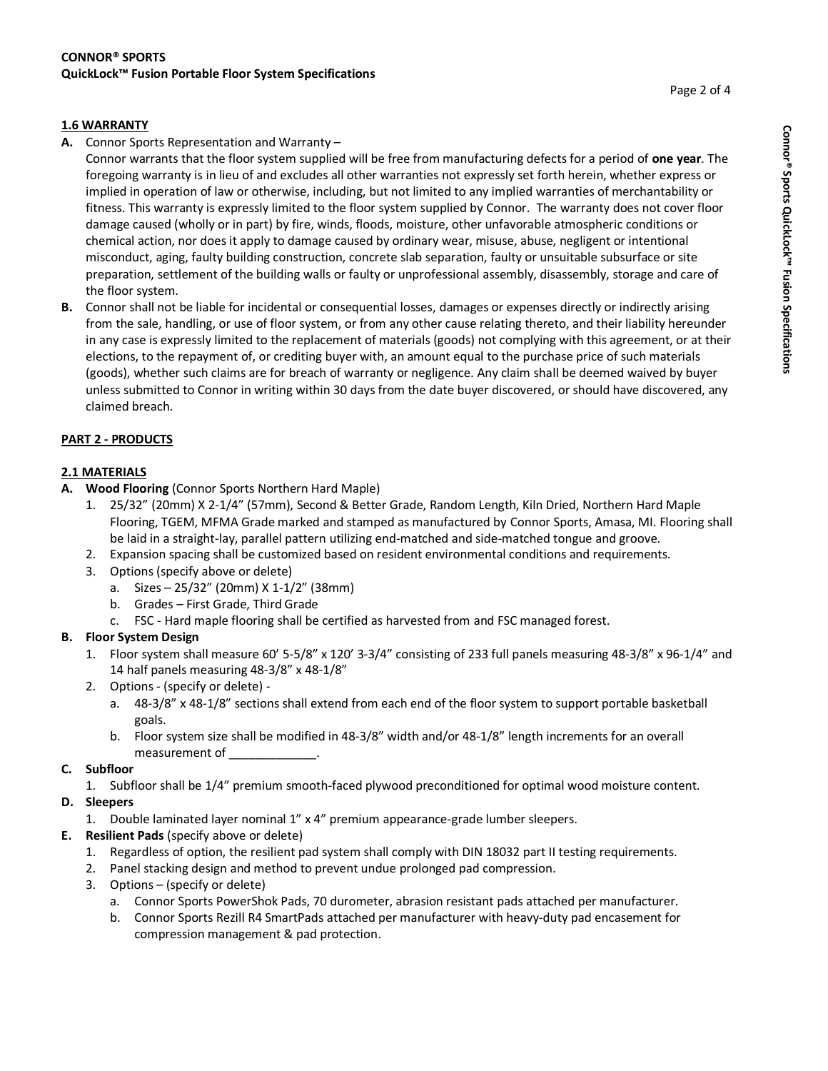### 1.6 WARRANTY

**A.** Connor Sports Representation and Warranty –
Connor warrants that the floor system supplied will be free from manufacturing defects for a period of **one year**. The foregoing warranty is in lieu of and excludes all other warranties not expressly set forth herein, whether express or implied in operation of law or otherwise, including, but not limited to any implied warranties of merchantability or fitness. This warranty is expressly limited to the floor system supplied by Connor. The warranty does not cover floor damage caused (wholly or in part) by fire, winds, floods, moisture, other unfavorable atmospheric conditions or chemical action, nor does it apply to damage caused by ordinary wear, misuse, abuse, negligent or intentional misconduct, aging, faulty building construction, concrete slab separation, faulty or unsuitable subsurface or site preparation, settlement of the building walls or faulty or unprofessional assembly, disassembly, storage and care of the floor system.

**B.** Connor shall not be liable for incidental or consequential losses, damages or expenses directly or indirectly arising from the sale, handling, or use of floor system, or from any other cause relating thereto, and their liability hereunder in any case is expressly limited to the replacement of materials (goods) not complying with this agreement, or at their elections, to the repayment of, or crediting buyer with, an amount equal to the purchase price of such materials (goods), whether such claims are for breach of warranty or negligence. Any claim shall be deemed waived by buyer unless submitted to Connor in writing within 30 days from the date buyer discovered, or should have discovered, any claimed breach.

## PART 2 - PRODUCTS

### 2.1 MATERIALS

**A. Wood Flooring** (Connor Sports Northern Hard Maple)
1. 25/32" (20mm) X 2-1/4" (57mm), Second & Better Grade, Random Length, Kiln Dried, Northern Hard Maple Flooring, TGEM, MFMA Grade marked and stamped as manufactured by Connor Sports, Amasa, MI. Flooring shall be laid in a straight-lay, parallel pattern utilizing end-matched and side-matched tongue and groove.
2. Expansion spacing shall be customized based on resident environmental conditions and requirements.
3. Options (specify above or delete)
   a. Sizes – 25/32" (20mm) X 1-1/2" (38mm)
   b. Grades – First Grade, Third Grade
   c. FSC - Hard maple flooring shall be certified as harvested from and FSC managed forest.

**B. Floor System Design**
1. Floor system shall measure 60' 5-5/8" x 120' 3-3/4" consisting of 233 full panels measuring 48-3/8" x 96-1/4" and 14 half panels measuring 48-3/8" x 48-1/8"
2. Options - (specify or delete) -
   a. 48-3/8" x 48-1/8" sections shall extend from each end of the floor system to support portable basketball goals.
   b. Floor system size shall be modified in 48-3/8" width and/or 48-1/8" length increments for an overall measurement of _____________.

**C. Subfloor**
1. Subfloor shall be 1/4" premium smooth-faced plywood preconditioned for optimal wood moisture content.

**D. Sleepers**
1. Double laminated layer nominal 1" x 4" premium appearance-grade lumber sleepers.

**E. Resilient Pads** (specify above or delete)
1. Regardless of option, the resilient pad system shall comply with DIN 18032 part II testing requirements.
2. Panel stacking design and method to prevent undue prolonged pad compression.
3. Options – (specify or delete)
   a. Connor Sports PowerShok Pads, 70 durometer, abrasion resistant pads attached per manufacturer.
   b. Connor Sports Rezill R4 SmartPads attached per manufacturer with heavy-duty pad encasement for compression management & pad protection.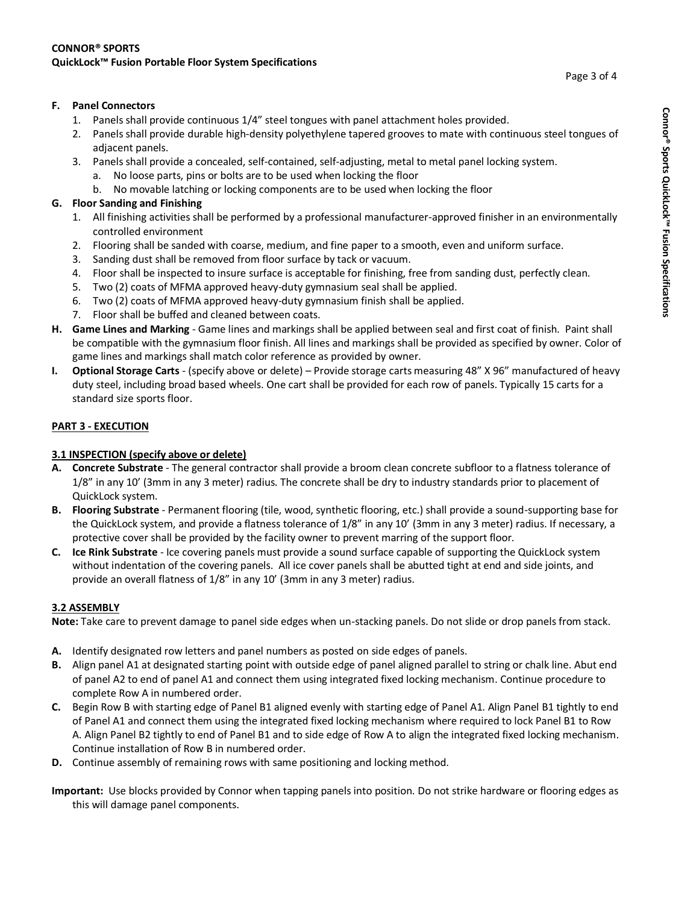**F. Panel Connectors**

1. Panels shall provide continuous 1/4" steel tongues with panel attachment holes provided.
2. Panels shall provide durable high-density polyethylene tapered grooves to mate with continuous steel tongues of adjacent panels.
3. Panels shall provide a concealed, self-contained, self-adjusting, metal to metal panel locking system.
   a. No loose parts, pins or bolts are to be used when locking the floor
   b. No movable latching or locking components are to be used when locking the floor

**G. Floor Sanding and Finishing**

1. All finishing activities shall be performed by a professional manufacturer-approved finisher in an environmentally controlled environment
2. Flooring shall be sanded with coarse, medium, and fine paper to a smooth, even and uniform surface.
3. Sanding dust shall be removed from floor surface by tack or vacuum.
4. Floor shall be inspected to insure surface is acceptable for finishing, free from sanding dust, perfectly clean.
5. Two (2) coats of MFMA approved heavy-duty gymnasium seal shall be applied.
6. Two (2) coats of MFMA approved heavy-duty gymnasium finish shall be applied.
7. Floor shall be buffed and cleaned between coats.

**H. Game Lines and Marking** - Game lines and markings shall be applied between seal and first coat of finish. Paint shall be compatible with the gymnasium floor finish. All lines and markings shall be provided as specified by owner. Color of game lines and markings shall match color reference as provided by owner.

**I. Optional Storage Carts** - (specify above or delete) – Provide storage carts measuring 48" X 96" manufactured of heavy duty steel, including broad based wheels. One cart shall be provided for each row of panels. Typically 15 carts for a standard size sports floor.

## PART 3 - EXECUTION

### 3.1 INSPECTION (specify above or delete)

**A. Concrete Substrate** - The general contractor shall provide a broom clean concrete subfloor to a flatness tolerance of 1/8" in any 10' (3mm in any 3 meter) radius. The concrete shall be dry to industry standards prior to placement of QuickLock system.

**B. Flooring Substrate** - Permanent flooring (tile, wood, synthetic flooring, etc.) shall provide a sound-supporting base for the QuickLock system, and provide a flatness tolerance of 1/8" in any 10' (3mm in any 3 meter) radius. If necessary, a protective cover shall be provided by the facility owner to prevent marring of the support floor.

**C. Ice Rink Substrate** - Ice covering panels must provide a sound surface capable of supporting the QuickLock system without indentation of the covering panels. All ice cover panels shall be abutted tight at end and side joints, and provide an overall flatness of 1/8" in any 10' (3mm in any 3 meter) radius.

### 3.2 ASSEMBLY

**Note:** Take care to prevent damage to panel side edges when un-stacking panels. Do not slide or drop panels from stack.

**A.** Identify designated row letters and panel numbers as posted on side edges of panels.

**B.** Align panel A1 at designated starting point with outside edge of panel aligned parallel to string or chalk line. Abut end of panel A2 to end of panel A1 and connect them using integrated fixed locking mechanism. Continue procedure to complete Row A in numbered order.

**C.** Begin Row B with starting edge of Panel B1 aligned evenly with starting edge of Panel A1. Align Panel B1 tightly to end of Panel A1 and connect them using the integrated fixed locking mechanism where required to lock Panel B1 to Row A. Align Panel B2 tightly to end of Panel B1 and to side edge of Row A to align the integrated fixed locking mechanism. Continue installation of Row B in numbered order.

**D.** Continue assembly of remaining rows with same positioning and locking method.

**Important:** Use blocks provided by Connor when tapping panels into position. Do not strike hardware or flooring edges as this will damage panel components.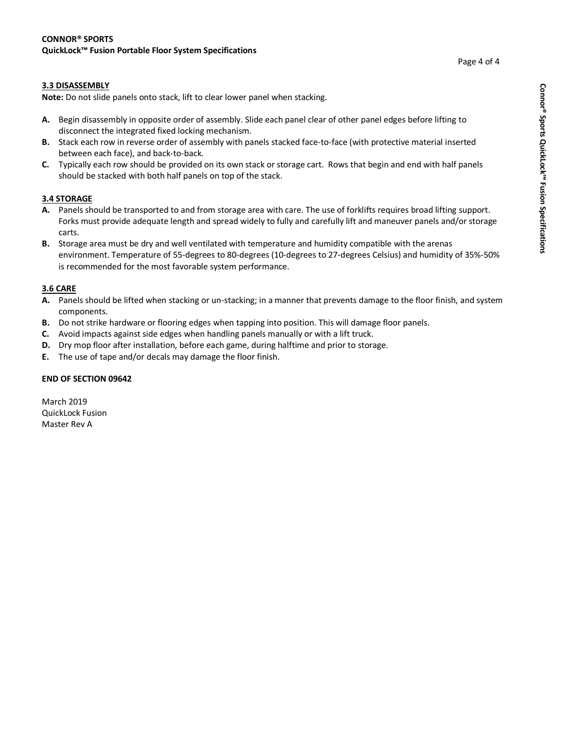### 3.3 DISASSEMBLY

**Note:** Do not slide panels onto stack, lift to clear lower panel when stacking.

**A.** Begin disassembly in opposite order of assembly. Slide each panel clear of other panel edges before lifting to disconnect the integrated fixed locking mechanism.

**B.** Stack each row in reverse order of assembly with panels stacked face-to-face (with protective material inserted between each face), and back-to-back.

**C.** Typically each row should be provided on its own stack or storage cart. Rows that begin and end with half panels should be stacked with both half panels on top of the stack.

### 3.4 STORAGE

**A.** Panels should be transported to and from storage area with care. The use of forklifts requires broad lifting support. Forks must provide adequate length and spread widely to fully and carefully lift and maneuver panels and/or storage carts.

**B.** Storage area must be dry and well ventilated with temperature and humidity compatible with the arenas environment. Temperature of 55-degrees to 80-degrees (10-degrees to 27-degrees Celsius) and humidity of 35%-50% is recommended for the most favorable system performance.

### 3.6 CARE

**A.** Panels should be lifted when stacking or un-stacking; in a manner that prevents damage to the floor finish, and system components.

**B.** Do not strike hardware or flooring edges when tapping into position. This will damage floor panels.

**C.** Avoid impacts against side edges when handling panels manually or with a lift truck.

**D.** Dry mop floor after installation, before each game, during halftime and prior to storage.

**E.** The use of tape and/or decals may damage the floor finish.

**END OF SECTION 09642**

March 2019
QuickLock Fusion
Master Rev A